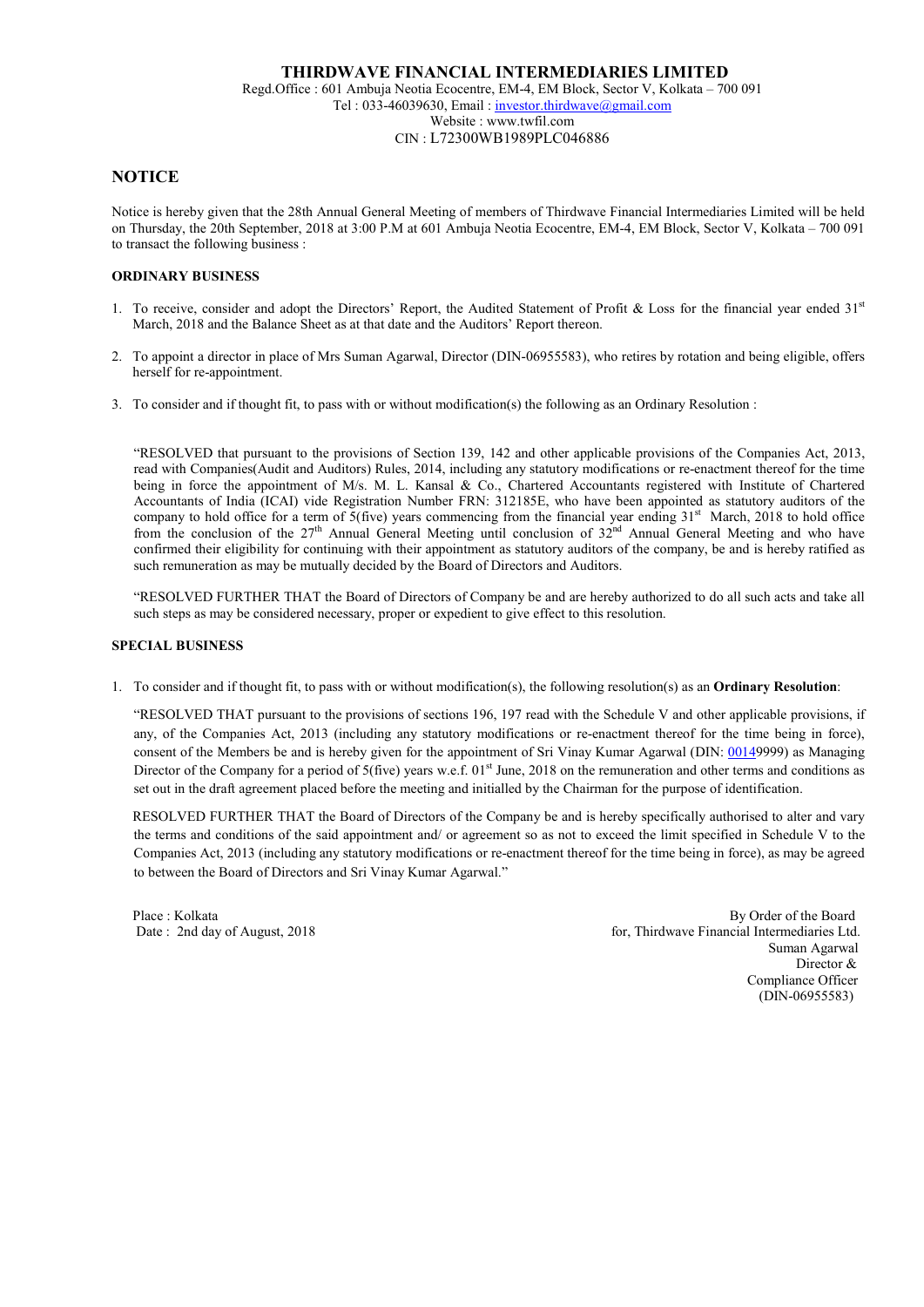# THIRDWAVE FINANCIAL INTERMEDIARIES LIMITED

Regd.Office : 601 Ambuja Neotia Ecocentre, EM-4, EM Block, Sector V, Kolkata – 700 091
Tel : 033-46039630, Email : investor.thirdwave@gmail.com
Website : www.twfil.com
CIN : L72300WB1989PLC046886

## NOTICE

Notice is hereby given that the 28th Annual General Meeting of members of Thirdwave Financial Intermediaries Limited will be held on Thursday, the 20th September, 2018 at 3:00 P.M at 601 Ambuja Neotia Ecocentre, EM-4, EM Block, Sector V, Kolkata – 700 091 to transact the following business :

### ORDINARY BUSINESS

1. To receive, consider and adopt the Directors' Report, the Audited Statement of Profit & Loss for the financial year ended 31st March, 2018 and the Balance Sheet as at that date and the Auditors' Report thereon.

2. To appoint a director in place of Mrs Suman Agarwal, Director (DIN-06955583), who retires by rotation and being eligible, offers herself for re-appointment.

3. To consider and if thought fit, to pass with or without modification(s) the following as an Ordinary Resolution :

   "RESOLVED that pursuant to the provisions of Section 139, 142 and other applicable provisions of the Companies Act, 2013, read with Companies(Audit and Auditors) Rules, 2014, including any statutory modifications or re-enactment thereof for the time being in force the appointment of M/s. M. L. Kansal & Co., Chartered Accountants registered with Institute of Chartered Accountants of India (ICAI) vide Registration Number FRN: 312185E, who have been appointed as statutory auditors of the company to hold office for a term of 5(five) years commencing from the financial year ending 31st March, 2018 to hold office from the conclusion of the 27th Annual General Meeting until conclusion of 32nd Annual General Meeting and who have confirmed their eligibility for continuing with their appointment as statutory auditors of the company, be and is hereby ratified as such remuneration as may be mutually decided by the Board of Directors and Auditors.

   "RESOLVED FURTHER THAT the Board of Directors of Company be and are hereby authorized to do all such acts and take all such steps as may be considered necessary, proper or expedient to give effect to this resolution.

### SPECIAL BUSINESS

1. To consider and if thought fit, to pass with or without modification(s), the following resolution(s) as an **Ordinary Resolution**:

   "RESOLVED THAT pursuant to the provisions of sections 196, 197 read with the Schedule V and other applicable provisions, if any, of the Companies Act, 2013 (including any statutory modifications or re-enactment thereof for the time being in force), consent of the Members be and is hereby given for the appointment of Sri Vinay Kumar Agarwal (DIN: 00149999) as Managing Director of the Company for a period of 5(five) years w.e.f. 01st June, 2018 on the remuneration and other terms and conditions as set out in the draft agreement placed before the meeting and initialled by the Chairman for the purpose of identification.

   RESOLVED FURTHER THAT the Board of Directors of the Company be and is hereby specifically authorised to alter and vary the terms and conditions of the said appointment and/ or agreement so as not to exceed the limit specified in Schedule V to the Companies Act, 2013 (including any statutory modifications or re-enactment thereof for the time being in force), as may be agreed to between the Board of Directors and Sri Vinay Kumar Agarwal."

Place : Kolkata
Date : 2nd day of August, 2018

By Order of the Board
for, Thirdwave Financial Intermediaries Ltd.
Suman Agarwal
Director &
Compliance Officer
(DIN-06955583)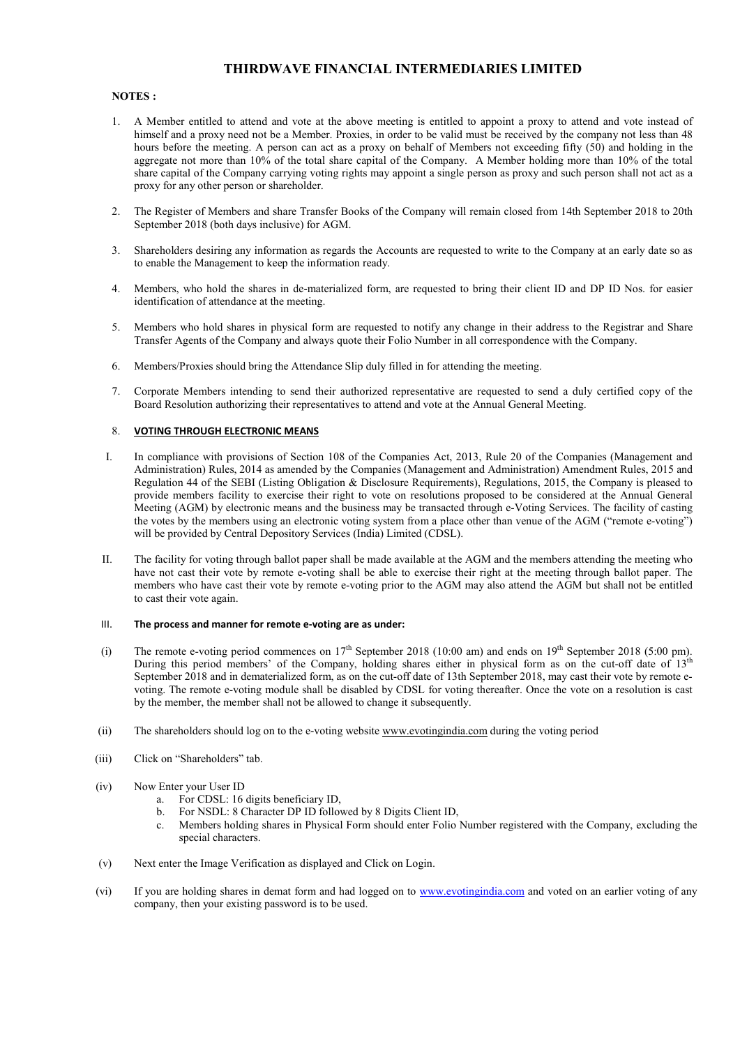# THIRDWAVE FINANCIAL INTERMEDIARIES LIMITED

**NOTES :**

1. A Member entitled to attend and vote at the above meeting is entitled to appoint a proxy to attend and vote instead of himself and a proxy need not be a Member. Proxies, in order to be valid must be received by the company not less than 48 hours before the meeting. A person can act as a proxy on behalf of Members not exceeding fifty (50) and holding in the aggregate not more than 10% of the total share capital of the Company. A Member holding more than 10% of the total share capital of the Company carrying voting rights may appoint a single person as proxy and such person shall not act as a proxy for any other person or shareholder.

2. The Register of Members and share Transfer Books of the Company will remain closed from 14th September 2018 to 20th September 2018 (both days inclusive) for AGM.

3. Shareholders desiring any information as regards the Accounts are requested to write to the Company at an early date so as to enable the Management to keep the information ready.

4. Members, who hold the shares in de-materialized form, are requested to bring their client ID and DP ID Nos. for easier identification of attendance at the meeting.

5. Members who hold shares in physical form are requested to notify any change in their address to the Registrar and Share Transfer Agents of the Company and always quote their Folio Number in all correspondence with the Company.

6. Members/Proxies should bring the Attendance Slip duly filled in for attending the meeting.

7. Corporate Members intending to send their authorized representative are requested to send a duly certified copy of the Board Resolution authorizing their representatives to attend and vote at the Annual General Meeting.

8. **VOTING THROUGH ELECTRONIC MEANS**

I. In compliance with provisions of Section 108 of the Companies Act, 2013, Rule 20 of the Companies (Management and Administration) Rules, 2014 as amended by the Companies (Management and Administration) Amendment Rules, 2015 and Regulation 44 of the SEBI (Listing Obligation & Disclosure Requirements), Regulations, 2015, the Company is pleased to provide members facility to exercise their right to vote on resolutions proposed to be considered at the Annual General Meeting (AGM) by electronic means and the business may be transacted through e-Voting Services. The facility of casting the votes by the members using an electronic voting system from a place other than venue of the AGM ("remote e-voting") will be provided by Central Depository Services (India) Limited (CDSL).

II. The facility for voting through ballot paper shall be made available at the AGM and the members attending the meeting who have not cast their vote by remote e-voting shall be able to exercise their right at the meeting through ballot paper. The members who have cast their vote by remote e-voting prior to the AGM may also attend the AGM but shall not be entitled to cast their vote again.

III. **The process and manner for remote e-voting are as under:**

(i) The remote e-voting period commences on 17th September 2018 (10:00 am) and ends on 19th September 2018 (5:00 pm). During this period members' of the Company, holding shares either in physical form as on the cut-off date of 13th September 2018 and in dematerialized form, as on the cut-off date of 13th September 2018, may cast their vote by remote e-voting. The remote e-voting module shall be disabled by CDSL for voting thereafter. Once the vote on a resolution is cast by the member, the member shall not be allowed to change it subsequently.

(ii) The shareholders should log on to the e-voting website www.evotingindia.com during the voting period

(iii) Click on "Shareholders" tab.

(iv) Now Enter your User ID
   a. For CDSL: 16 digits beneficiary ID,
   b. For NSDL: 8 Character DP ID followed by 8 Digits Client ID,
   c. Members holding shares in Physical Form should enter Folio Number registered with the Company, excluding the special characters.

(v) Next enter the Image Verification as displayed and Click on Login.

(vi) If you are holding shares in demat form and had logged on to www.evotingindia.com and voted on an earlier voting of any company, then your existing password is to be used.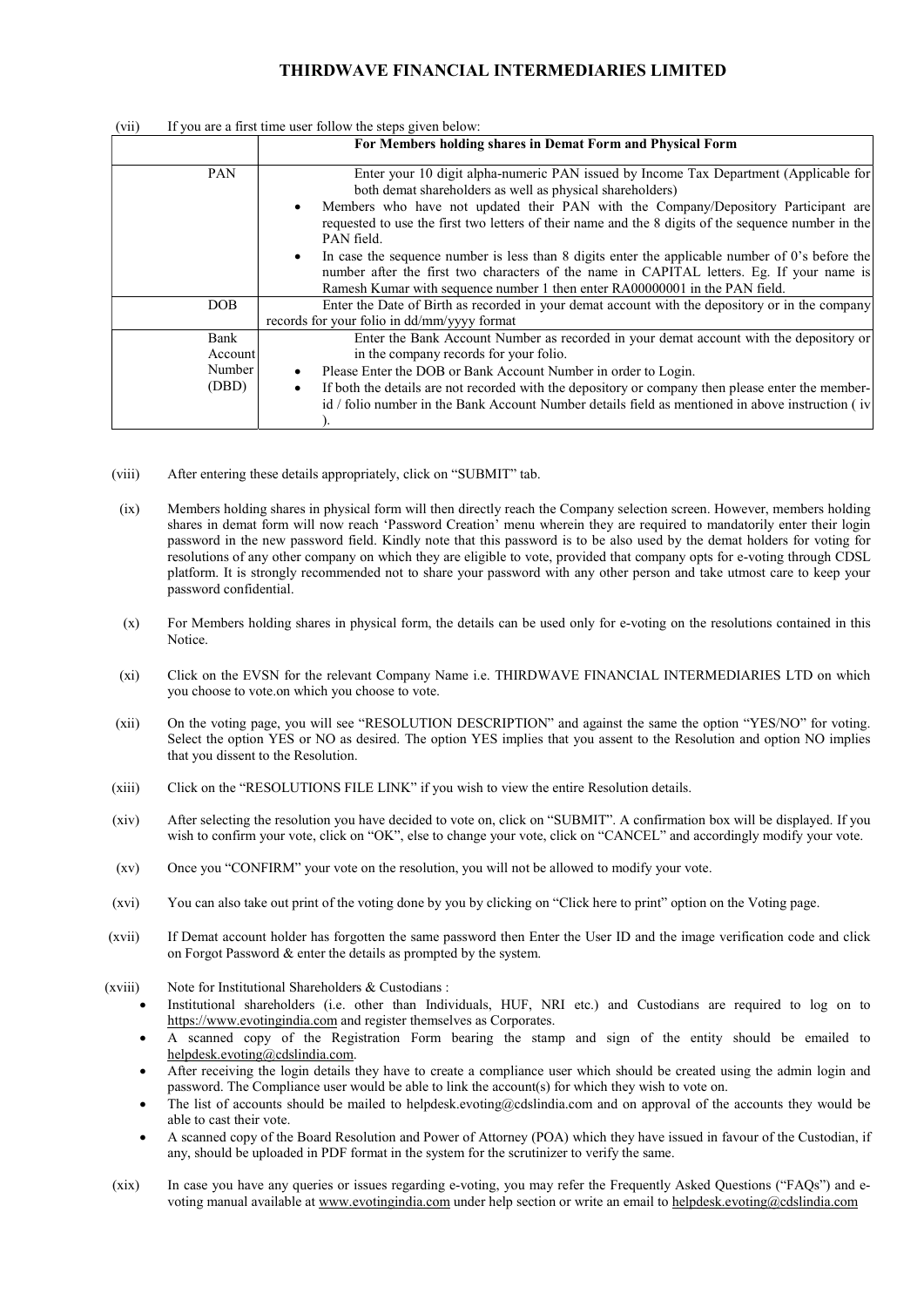# THIRDWAVE FINANCIAL INTERMEDIARIES LIMITED

(vii) If you are a first time user follow the steps given below:

| | For Members holding shares in Demat Form and Physical Form |
|---|---|
| PAN | Enter your 10 digit alpha-numeric PAN issued by Income Tax Department (Applicable for both demat shareholders as well as physical shareholders)<br>• Members who have not updated their PAN with the Company/Depository Participant are requested to use the first two letters of their name and the 8 digits of the sequence number in the PAN field.<br>• In case the sequence number is less than 8 digits enter the applicable number of 0's before the number after the first two characters of the name in CAPITAL letters. Eg. If your name is Ramesh Kumar with sequence number 1 then enter RA00000001 in the PAN field. |
| DOB | Enter the Date of Birth as recorded in your demat account with the depository or in the company records for your folio in dd/mm/yyyy format |
| Bank Account Number (DBD) | Enter the Bank Account Number as recorded in your demat account with the depository or in the company records for your folio.<br>• Please Enter the DOB or Bank Account Number in order to Login.<br>• If both the details are not recorded with the depository or company then please enter the member-id / folio number in the Bank Account Number details field as mentioned in above instruction ( iv ). |

(viii) After entering these details appropriately, click on "SUBMIT" tab.

(ix) Members holding shares in physical form will then directly reach the Company selection screen. However, members holding shares in demat form will now reach 'Password Creation' menu wherein they are required to mandatorily enter their login password in the new password field. Kindly note that this password is to be also used by the demat holders for voting for resolutions of any other company on which they are eligible to vote, provided that company opts for e-voting through CDSL platform. It is strongly recommended not to share your password with any other person and take utmost care to keep your password confidential.

(x) For Members holding shares in physical form, the details can be used only for e-voting on the resolutions contained in this Notice.

(xi) Click on the EVSN for the relevant Company Name i.e. THIRDWAVE FINANCIAL INTERMEDIARIES LTD on which you choose to vote.on which you choose to vote.

(xii) On the voting page, you will see "RESOLUTION DESCRIPTION" and against the same the option "YES/NO" for voting. Select the option YES or NO as desired. The option YES implies that you assent to the Resolution and option NO implies that you dissent to the Resolution.

(xiii) Click on the "RESOLUTIONS FILE LINK" if you wish to view the entire Resolution details.

(xiv) After selecting the resolution you have decided to vote on, click on "SUBMIT". A confirmation box will be displayed. If you wish to confirm your vote, click on "OK", else to change your vote, click on "CANCEL" and accordingly modify your vote.

(xv) Once you "CONFIRM" your vote on the resolution, you will not be allowed to modify your vote.

(xvi) You can also take out print of the voting done by you by clicking on "Click here to print" option on the Voting page.

(xvii) If Demat account holder has forgotten the same password then Enter the User ID and the image verification code and click on Forgot Password & enter the details as prompted by the system.

(xviii) Note for Institutional Shareholders & Custodians :

- Institutional shareholders (i.e. other than Individuals, HUF, NRI etc.) and Custodians are required to log on to https://www.evotingindia.com and register themselves as Corporates.
- A scanned copy of the Registration Form bearing the stamp and sign of the entity should be emailed to helpdesk.evoting@cdslindia.com.
- After receiving the login details they have to create a compliance user which should be created using the admin login and password. The Compliance user would be able to link the account(s) for which they wish to vote on.
- The list of accounts should be mailed to helpdesk.evoting@cdslindia.com and on approval of the accounts they would be able to cast their vote.
- A scanned copy of the Board Resolution and Power of Attorney (POA) which they have issued in favour of the Custodian, if any, should be uploaded in PDF format in the system for the scrutinizer to verify the same.

(xix) In case you have any queries or issues regarding e-voting, you may refer the Frequently Asked Questions ("FAQs") and e-voting manual available at www.evotingindia.com under help section or write an email to helpdesk.evoting@cdslindia.com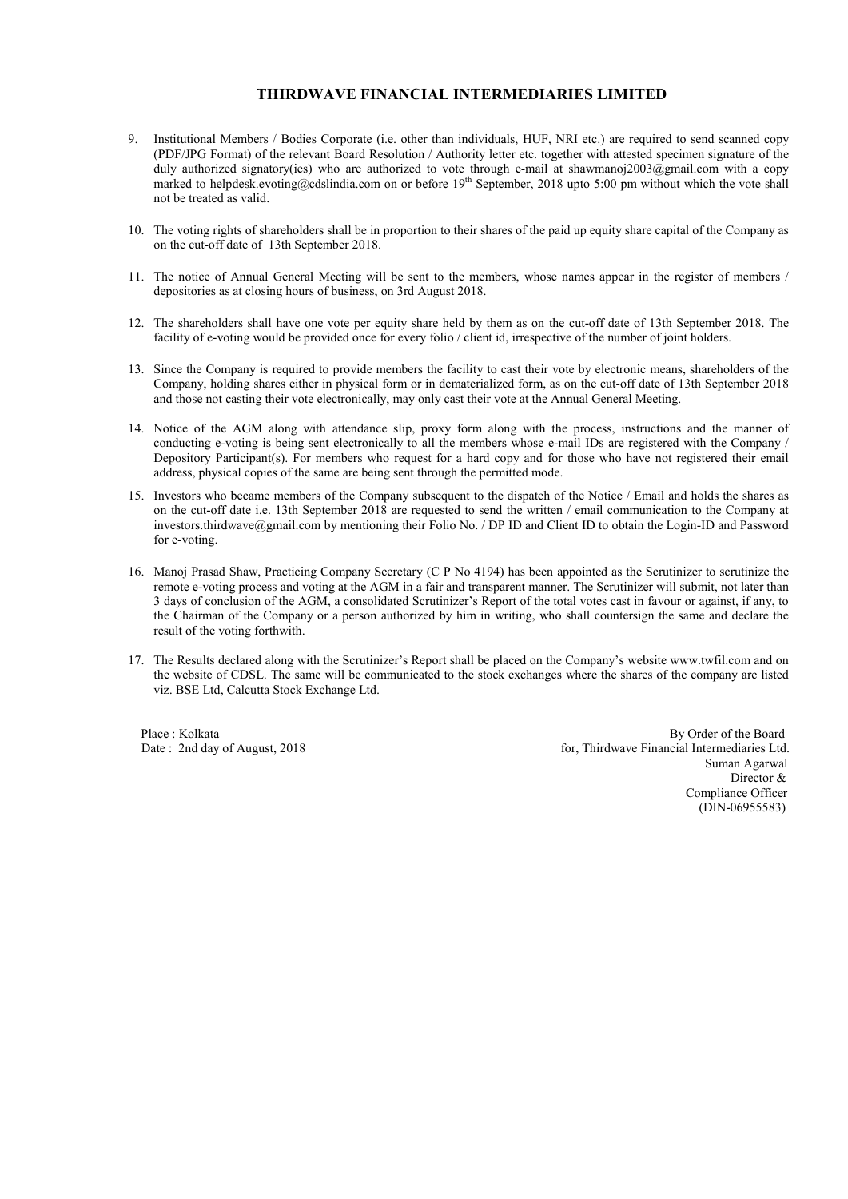**THIRDWAVE FINANCIAL INTERMEDIARIES LIMITED**

9. Institutional Members / Bodies Corporate (i.e. other than individuals, HUF, NRI etc.) are required to send scanned copy (PDF/JPG Format) of the relevant Board Resolution / Authority letter etc. together with attested specimen signature of the duly authorized signatory(ies) who are authorized to vote through e-mail at shawmanoj2003@gmail.com with a copy marked to helpdesk.evoting@cdslindia.com on or before 19th September, 2018 upto 5:00 pm without which the vote shall not be treated as valid.

10. The voting rights of shareholders shall be in proportion to their shares of the paid up equity share capital of the Company as on the cut-off date of 13th September 2018.

11. The notice of Annual General Meeting will be sent to the members, whose names appear in the register of members / depositories as at closing hours of business, on 3rd August 2018.

12. The shareholders shall have one vote per equity share held by them as on the cut-off date of 13th September 2018. The facility of e-voting would be provided once for every folio / client id, irrespective of the number of joint holders.

13. Since the Company is required to provide members the facility to cast their vote by electronic means, shareholders of the Company, holding shares either in physical form or in dematerialized form, as on the cut-off date of 13th September 2018 and those not casting their vote electronically, may only cast their vote at the Annual General Meeting.

14. Notice of the AGM along with attendance slip, proxy form along with the process, instructions and the manner of conducting e-voting is being sent electronically to all the members whose e-mail IDs are registered with the Company / Depository Participant(s). For members who request for a hard copy and for those who have not registered their email address, physical copies of the same are being sent through the permitted mode.

15. Investors who became members of the Company subsequent to the dispatch of the Notice / Email and holds the shares as on the cut-off date i.e. 13th September 2018 are requested to send the written / email communication to the Company at investors.thirdwave@gmail.com by mentioning their Folio No. / DP ID and Client ID to obtain the Login-ID and Password for e-voting.

16. Manoj Prasad Shaw, Practicing Company Secretary (C P No 4194) has been appointed as the Scrutinizer to scrutinize the remote e-voting process and voting at the AGM in a fair and transparent manner. The Scrutinizer will submit, not later than 3 days of conclusion of the AGM, a consolidated Scrutinizer's Report of the total votes cast in favour or against, if any, to the Chairman of the Company or a person authorized by him in writing, who shall countersign the same and declare the result of the voting forthwith.

17. The Results declared along with the Scrutinizer's Report shall be placed on the Company's website www.twfil.com and on the website of CDSL. The same will be communicated to the stock exchanges where the shares of the company are listed viz. BSE Ltd, Calcutta Stock Exchange Ltd.

Place : Kolkata
Date : 2nd day of August, 2018

By Order of the Board
for, Thirdwave Financial Intermediaries Ltd.
Suman Agarwal
Director &
Compliance Officer
(DIN-06955583)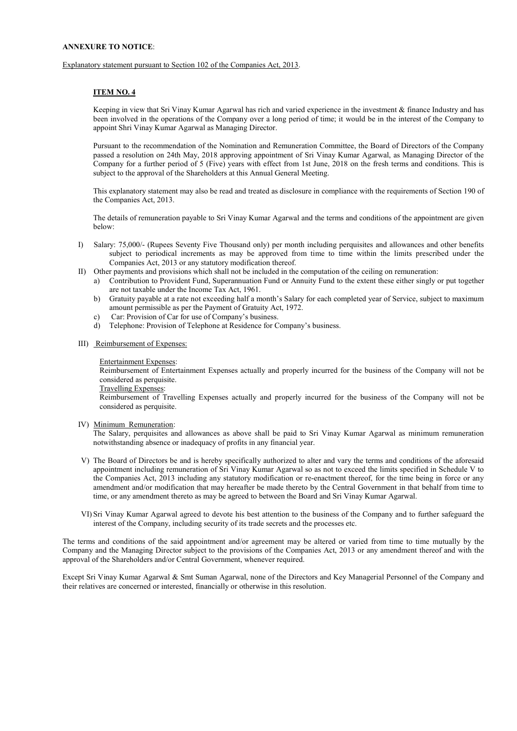**ANNEXURE TO NOTICE**:

Explanatory statement pursuant to Section 102 of the Companies Act, 2013.

**ITEM NO. 4**

Keeping in view that Sri Vinay Kumar Agarwal has rich and varied experience in the investment & finance Industry and has been involved in the operations of the Company over a long period of time; it would be in the interest of the Company to appoint Shri Vinay Kumar Agarwal as Managing Director.

Pursuant to the recommendation of the Nomination and Remuneration Committee, the Board of Directors of the Company passed a resolution on 24th May, 2018 approving appointment of Sri Vinay Kumar Agarwal, as Managing Director of the Company for a further period of 5 (Five) years with effect from 1st June, 2018 on the fresh terms and conditions. This is subject to the approval of the Shareholders at this Annual General Meeting.

This explanatory statement may also be read and treated as disclosure in compliance with the requirements of Section 190 of the Companies Act, 2013.

The details of remuneration payable to Sri Vinay Kumar Agarwal and the terms and conditions of the appointment are given below:

I) Salary: 75,000/- (Rupees Seventy Five Thousand only) per month including perquisites and allowances and other benefits subject to periodical increments as may be approved from time to time within the limits prescribed under the Companies Act, 2013 or any statutory modification thereof.

II) Other payments and provisions which shall not be included in the computation of the ceiling on remuneration:
   a) Contribution to Provident Fund, Superannuation Fund or Annuity Fund to the extent these either singly or put together are not taxable under the Income Tax Act, 1961.
   b) Gratuity payable at a rate not exceeding half a month's Salary for each completed year of Service, subject to maximum amount permissible as per the Payment of Gratuity Act, 1972.
   c) Car: Provision of Car for use of Company's business.
   d) Telephone: Provision of Telephone at Residence for Company's business.

III) Reimbursement of Expenses:

Entertainment Expenses:
Reimbursement of Entertainment Expenses actually and properly incurred for the business of the Company will not be considered as perquisite.
Travelling Expenses:
Reimbursement of Travelling Expenses actually and properly incurred for the business of the Company will not be considered as perquisite.

IV) Minimum Remuneration:
The Salary, perquisites and allowances as above shall be paid to Sri Vinay Kumar Agarwal as minimum remuneration notwithstanding absence or inadequacy of profits in any financial year.

V) The Board of Directors be and is hereby specifically authorized to alter and vary the terms and conditions of the aforesaid appointment including remuneration of Sri Vinay Kumar Agarwal so as not to exceed the limits specified in Schedule V to the Companies Act, 2013 including any statutory modification or re-enactment thereof, for the time being in force or any amendment and/or modification that may hereafter be made thereto by the Central Government in that behalf from time to time, or any amendment thereto as may be agreed to between the Board and Sri Vinay Kumar Agarwal.

VI) Sri Vinay Kumar Agarwal agreed to devote his best attention to the business of the Company and to further safeguard the interest of the Company, including security of its trade secrets and the processes etc.

The terms and conditions of the said appointment and/or agreement may be altered or varied from time to time mutually by the Company and the Managing Director subject to the provisions of the Companies Act, 2013 or any amendment thereof and with the approval of the Shareholders and/or Central Government, whenever required.

Except Sri Vinay Kumar Agarwal & Smt Suman Agarwal, none of the Directors and Key Managerial Personnel of the Company and their relatives are concerned or interested, financially or otherwise in this resolution.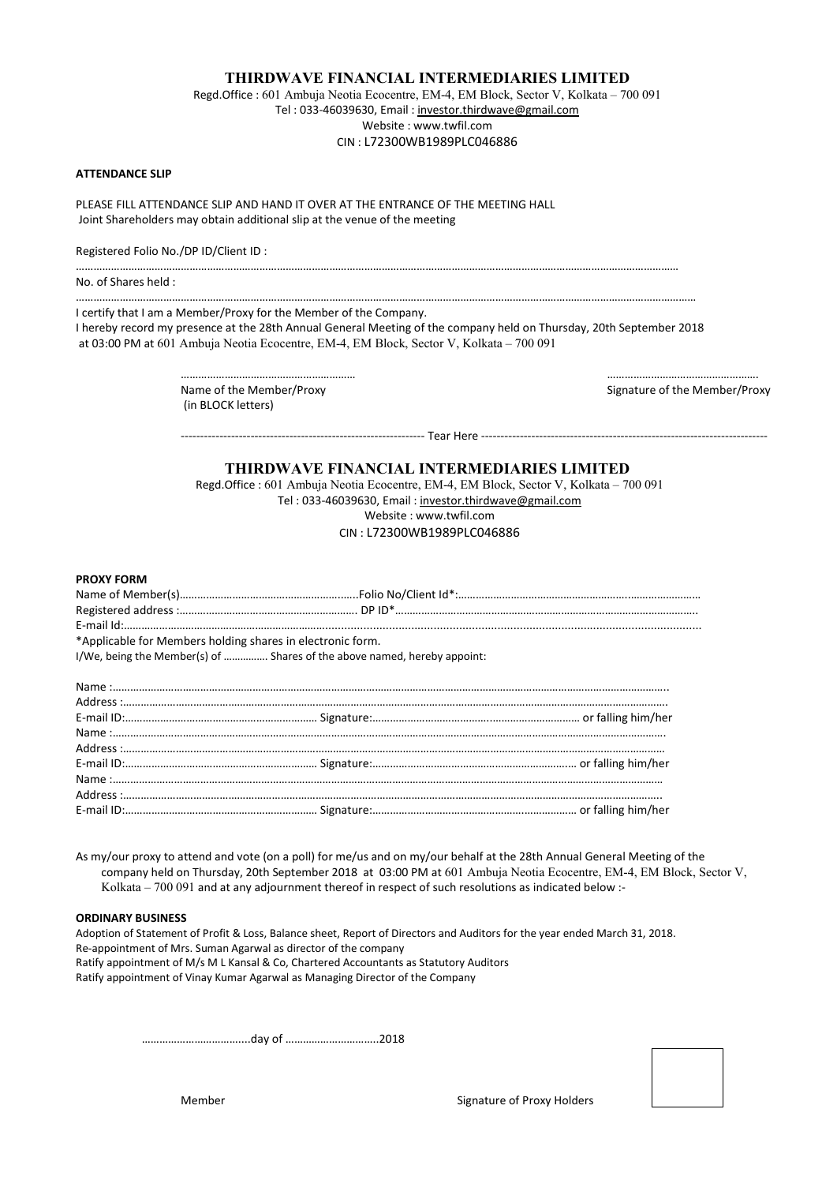## THIRDWAVE FINANCIAL INTERMEDIARIES LIMITED

Regd.Office : 601 Ambuja Neotia Ecocentre, EM-4, EM Block, Sector V, Kolkata – 700 091
Tel : 033-46039630, Email : investor.thirdwave@gmail.com
Website : www.twfil.com
CIN : L72300WB1989PLC046886

**ATTENDANCE SLIP**

PLEASE FILL ATTENDANCE SLIP AND HAND IT OVER AT THE ENTRANCE OF THE MEETING HALL
Joint Shareholders may obtain additional slip at the venue of the meeting

Registered Folio No./DP ID/Client ID :

……………………………………………………………………………………………………………………………………………………………………

No. of Shares held :

……………………………………………………………………………………………………………………………………………………………………

I certify that I am a Member/Proxy for the Member of the Company.
I hereby record my presence at the 28th Annual General Meeting of the company held on Thursday, 20th September 2018 at 03:00 PM at 601 Ambuja Neotia Ecocentre, EM-4, EM Block, Sector V, Kolkata – 700 091

……………………………………………… ……………………………………….
Name of the Member/Proxy (in BLOCK letters) Signature of the Member/Proxy

-------------------------------------------------------------- Tear Here --------------------------------------------------------------

## THIRDWAVE FINANCIAL INTERMEDIARIES LIMITED

Regd.Office : 601 Ambuja Neotia Ecocentre, EM-4, EM Block, Sector V, Kolkata – 700 091
Tel : 033-46039630, Email : investor.thirdwave@gmail.com
Website : www.twfil.com
CIN : L72300WB1989PLC046886

**PROXY FORM**

Name of Member(s)……………………………………………………Folio No/Client Id*:…………………………………………………………………
Registered address :…………………………………………………… DP ID*……………………………………………………………………………
E-mail Id:…………………………………………………………………………………………………………………………………………………
*Applicable for Members holding shares in electronic form.
I/We, being the Member(s) of …………… Shares of the above named, hereby appoint:

Name :……………………………………………………………………………………………………………………………………………………
Address :…………………………………………………………………………………………………………………………………………………
E-mail ID:………………………………………………… Signature:……………………………………………………………… or falling him/her
Name :……………………………………………………………………………………………………………………………………………………
Address :…………………………………………………………………………………………………………………………………………………
E-mail ID:………………………………………………… Signature:……………………………………………………………… or falling him/her
Name :……………………………………………………………………………………………………………………………………………………
Address :…………………………………………………………………………………………………………………………………………………
E-mail ID:………………………………………………… Signature:……………………………………………………………… or falling him/her

As my/our proxy to attend and vote (on a poll) for me/us and on my/our behalf at the 28th Annual General Meeting of the company held on Thursday, 20th September 2018 at 03:00 PM at 601 Ambuja Neotia Ecocentre, EM-4, EM Block, Sector V, Kolkata – 700 091 and at any adjournment thereof in respect of such resolutions as indicated below :-

**ORDINARY BUSINESS**

Adoption of Statement of Profit & Loss, Balance sheet, Report of Directors and Auditors for the year ended March 31, 2018.
Re-appointment of Mrs. Suman Agarwal as director of the company
Ratify appointment of M/s M L Kansal & Co, Chartered Accountants as Statutory Auditors
Ratify appointment of Vinay Kumar Agarwal as Managing Director of the Company

……………………………...day of …………………………..2018

Member Signature of Proxy Holders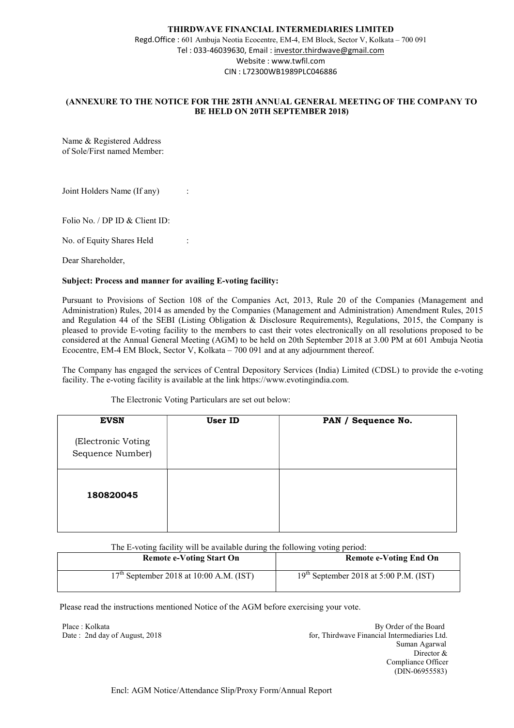**THIRDWAVE FINANCIAL INTERMEDIARIES LIMITED**

Regd.Office : 601 Ambuja Neotia Ecocentre, EM-4, EM Block, Sector V, Kolkata – 700 091
Tel : 033-46039630, Email : investor.thirdwave@gmail.com
Website : www.twfil.com
CIN : L72300WB1989PLC046886

**(ANNEXURE TO THE NOTICE FOR THE 28TH ANNUAL GENERAL MEETING OF THE COMPANY TO BE HELD ON 20TH SEPTEMBER 2018)**

Name & Registered Address of Sole/First named Member:

Joint Holders Name (If any) :

Folio No. / DP ID & Client ID:

No. of Equity Shares Held :

Dear Shareholder,

**Subject: Process and manner for availing E-voting facility:**

Pursuant to Provisions of Section 108 of the Companies Act, 2013, Rule 20 of the Companies (Management and Administration) Rules, 2014 as amended by the Companies (Management and Administration) Amendment Rules, 2015 and Regulation 44 of the SEBI (Listing Obligation & Disclosure Requirements), Regulations, 2015, the Company is pleased to provide E-voting facility to the members to cast their votes electronically on all resolutions proposed to be considered at the Annual General Meeting (AGM) to be held on 20th September 2018 at 3.00 PM at 601 Ambuja Neotia Ecocentre, EM-4 EM Block, Sector V, Kolkata – 700 091 and at any adjournment thereof.

The Company has engaged the services of Central Depository Services (India) Limited (CDSL) to provide the e-voting facility. The e-voting facility is available at the link https://www.evotingindia.com.

The Electronic Voting Particulars are set out below:

| **EVSN** (Electronic Voting Sequence Number) | **User ID** | **PAN / Sequence No.** |
|---|---|---|
| **180820045** | | |

The E-voting facility will be available during the following voting period:

| **Remote e-Voting Start On** | **Remote e-Voting End On** |
|---|---|
| 17th September 2018 at 10:00 A.M. (IST) | 19th September 2018 at 5:00 P.M. (IST) |

Please read the instructions mentioned Notice of the AGM before exercising your vote.

Place : Kolkata
Date : 2nd day of August, 2018

By Order of the Board
for, Thirdwave Financial Intermediaries Ltd.
Suman Agarwal
Director &
Compliance Officer
(DIN-06955583)

Encl: AGM Notice/Attendance Slip/Proxy Form/Annual Report